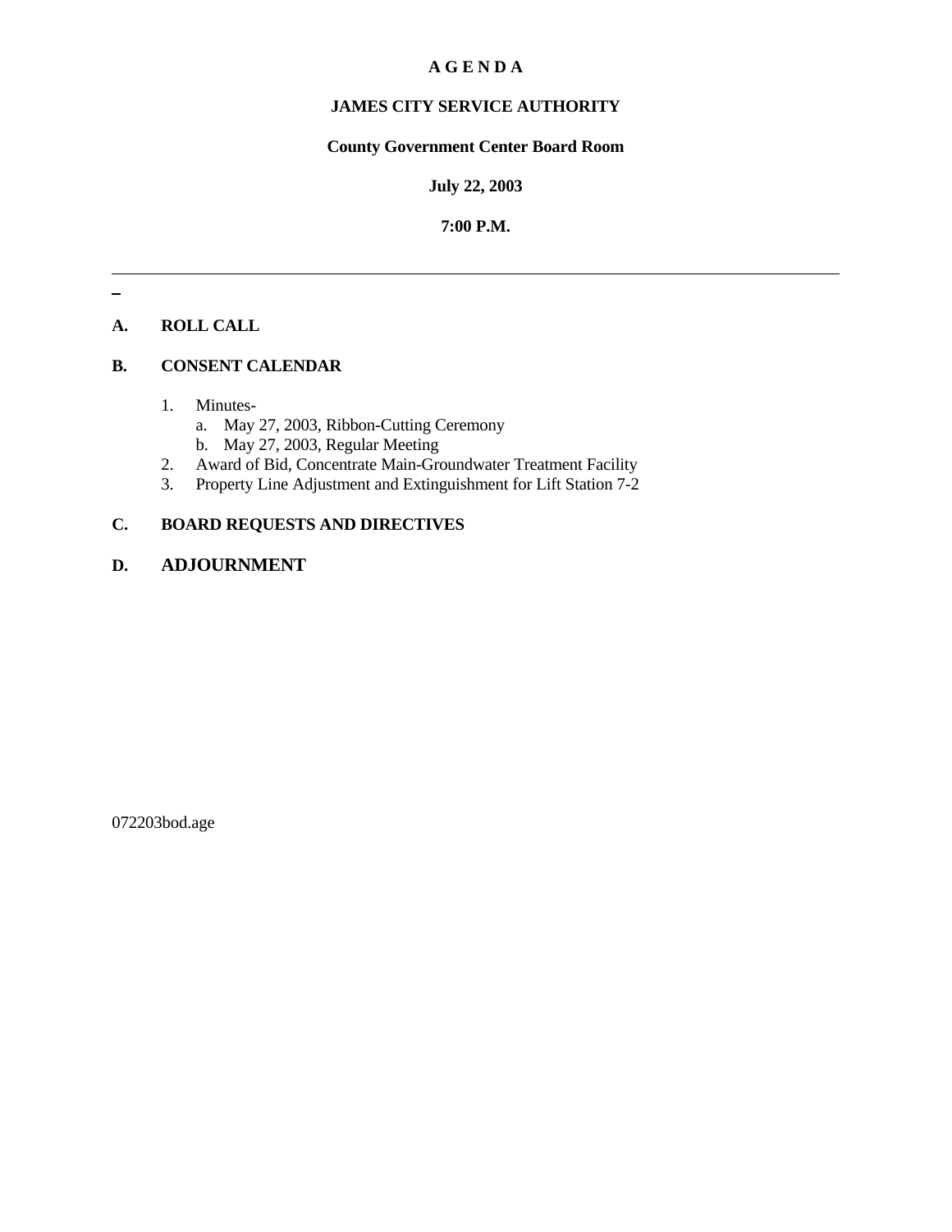# A G E N D A

## JAMES CITY SERVICE AUTHORITY

**County Government Center Board Room**

**July 22, 2003**

**7:00 P.M.**

---

**A. ROLL CALL**

**B. CONSENT CALENDAR**

1. Minutes-
   a. May 27, 2003, Ribbon-Cutting Ceremony
   b. May 27, 2003, Regular Meeting
2. Award of Bid, Concentrate Main-Groundwater Treatment Facility
3. Property Line Adjustment and Extinguishment for Lift Station 7-2

**C. BOARD REQUESTS AND DIRECTIVES**

**D. ADJOURNMENT**

072203bod.age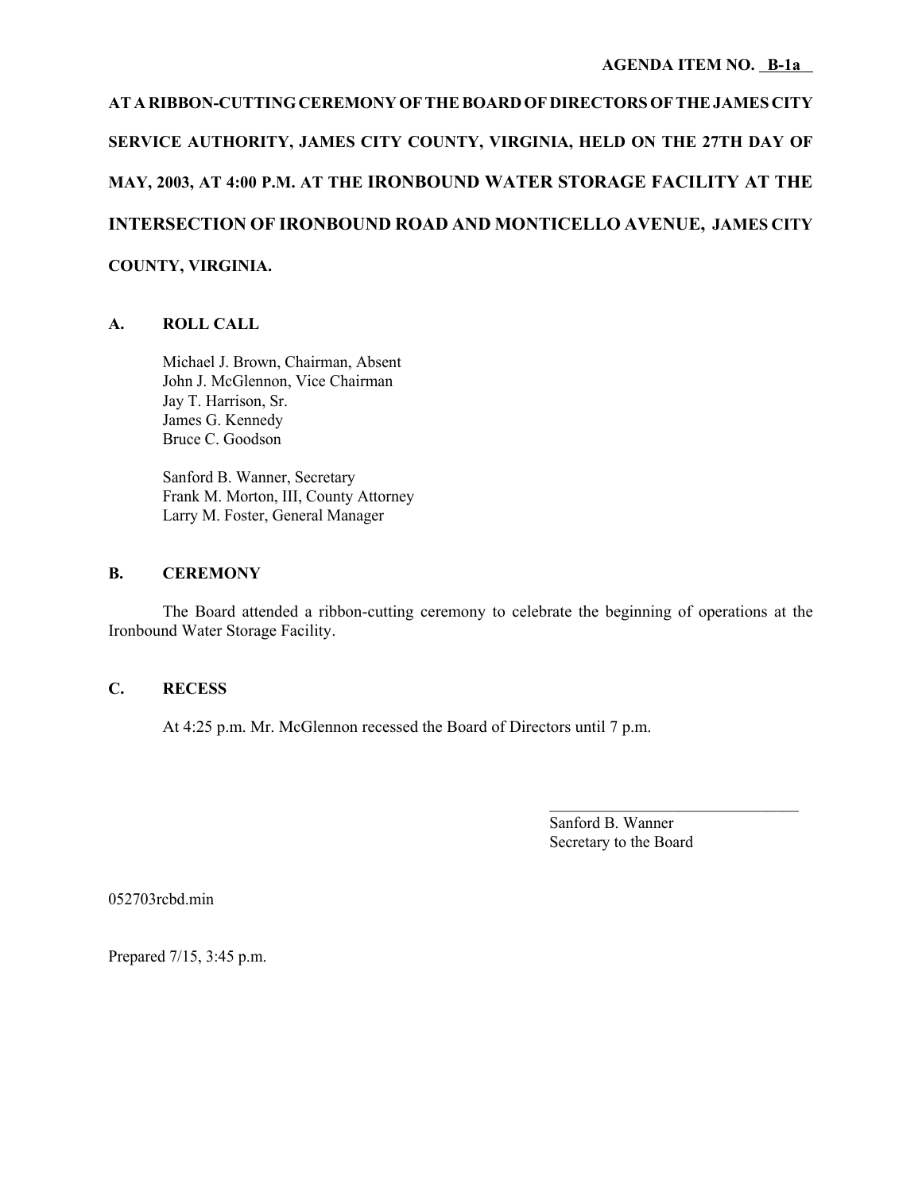**AGENDA ITEM NO. B-1a**

**AT A RIBBON-CUTTING CEREMONY OF THE BOARD OF DIRECTORS OF THE JAMES CITY SERVICE AUTHORITY, JAMES CITY COUNTY, VIRGINIA, HELD ON THE 27TH DAY OF MAY, 2003, AT 4:00 P.M. AT THE IRONBOUND WATER STORAGE FACILITY AT THE INTERSECTION OF IRONBOUND ROAD AND MONTICELLO AVENUE, JAMES CITY COUNTY, VIRGINIA.**

## A. ROLL CALL

Michael J. Brown, Chairman, Absent
John J. McGlennon, Vice Chairman
Jay T. Harrison, Sr.
James G. Kennedy
Bruce C. Goodson

Sanford B. Wanner, Secretary
Frank M. Morton, III, County Attorney
Larry M. Foster, General Manager

## B. CEREMONY

The Board attended a ribbon-cutting ceremony to celebrate the beginning of operations at the Ironbound Water Storage Facility.

## C. RECESS

At 4:25 p.m. Mr. McGlennon recessed the Board of Directors until 7 p.m.

\_\_\_\_\_\_\_\_\_\_\_\_\_\_\_\_\_\_\_\_\_\_\_\_\_\_\_\_\_\_\_\_
Sanford B. Wanner
Secretary to the Board

052703rcbd.min

Prepared 7/15, 3:45 p.m.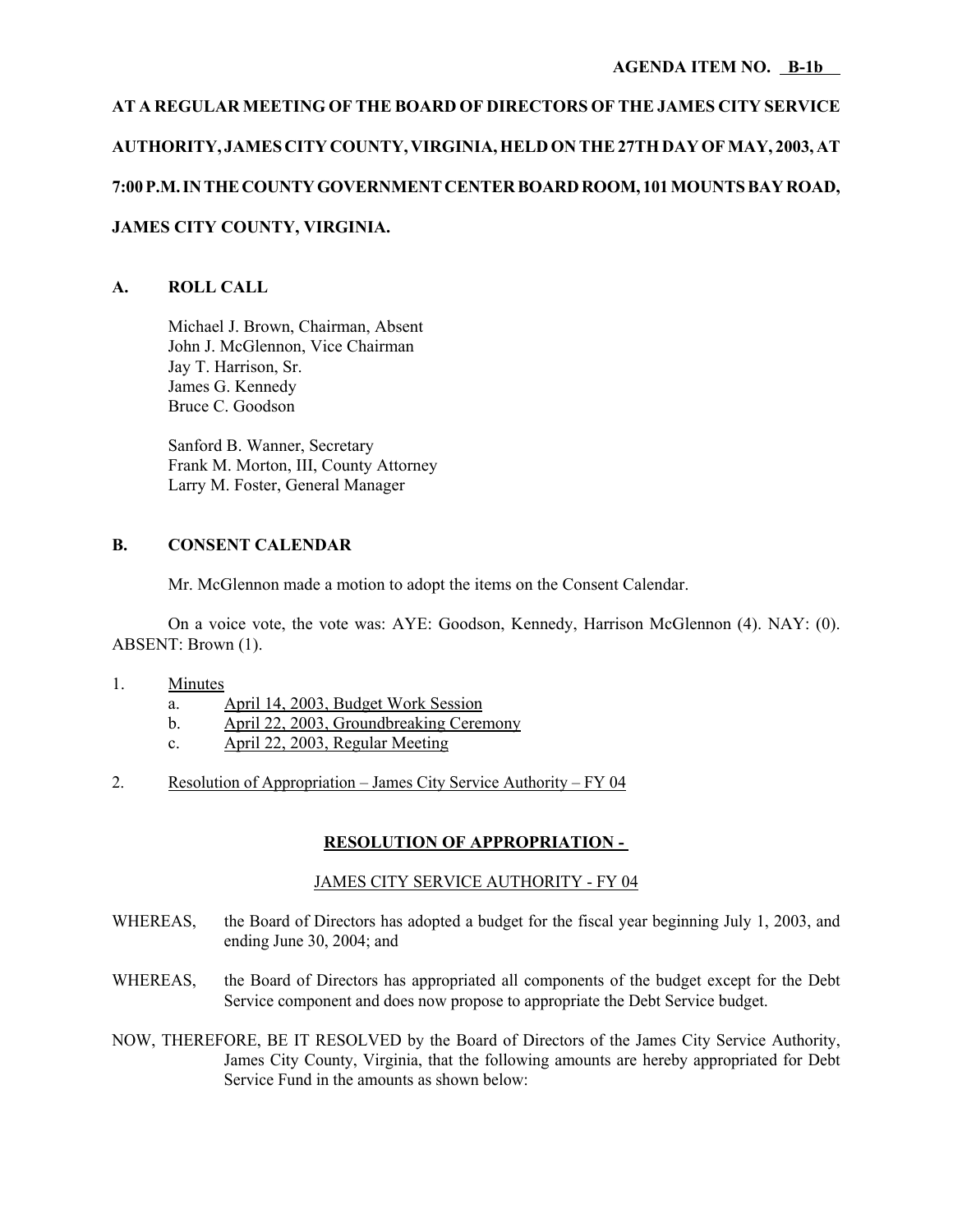**AGENDA ITEM NO. B-1b**

**AT A REGULAR MEETING OF THE BOARD OF DIRECTORS OF THE JAMES CITY SERVICE AUTHORITY, JAMES CITY COUNTY, VIRGINIA, HELD ON THE 27TH DAY OF MAY, 2003, AT 7:00 P.M. IN THE COUNTY GOVERNMENT CENTER BOARD ROOM, 101 MOUNTS BAY ROAD, JAMES CITY COUNTY, VIRGINIA.**

## A. ROLL CALL

Michael J. Brown, Chairman, Absent
John J. McGlennon, Vice Chairman
Jay T. Harrison, Sr.
James G. Kennedy
Bruce C. Goodson

Sanford B. Wanner, Secretary
Frank M. Morton, III, County Attorney
Larry M. Foster, General Manager

## B. CONSENT CALENDAR

Mr. McGlennon made a motion to adopt the items on the Consent Calendar.

On a voice vote, the vote was: AYE: Goodson, Kennedy, Harrison McGlennon (4). NAY: (0). ABSENT: Brown (1).

1. Minutes
   a. April 14, 2003, Budget Work Session
   b. April 22, 2003, Groundbreaking Ceremony
   c. April 22, 2003, Regular Meeting

2. Resolution of Appropriation – James City Service Authority – FY 04

**RESOLUTION OF APPROPRIATION -**

JAMES CITY SERVICE AUTHORITY - FY 04

WHEREAS, the Board of Directors has adopted a budget for the fiscal year beginning July 1, 2003, and ending June 30, 2004; and

WHEREAS, the Board of Directors has appropriated all components of the budget except for the Debt Service component and does now propose to appropriate the Debt Service budget.

NOW, THEREFORE, BE IT RESOLVED by the Board of Directors of the James City Service Authority, James City County, Virginia, that the following amounts are hereby appropriated for Debt Service Fund in the amounts as shown below: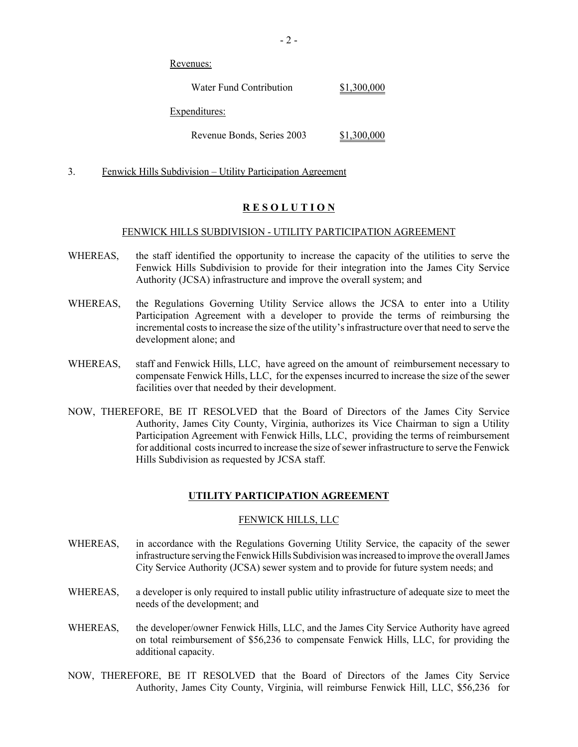Revenues:

| | |
|---|---|
| Water Fund Contribution | $1,300,000 |

Expenditures:

| | |
|---|---|
| Revenue Bonds, Series 2003 | $1,300,000 |

3. Fenwick Hills Subdivision – Utility Participation Agreement

## R E S O L U T I O N

FENWICK HILLS SUBDIVISION - UTILITY PARTICIPATION AGREEMENT

WHEREAS, the staff identified the opportunity to increase the capacity of the utilities to serve the Fenwick Hills Subdivision to provide for their integration into the James City Service Authority (JCSA) infrastructure and improve the overall system; and

WHEREAS, the Regulations Governing Utility Service allows the JCSA to enter into a Utility Participation Agreement with a developer to provide the terms of reimbursing the incremental costs to increase the size of the utility's infrastructure over that need to serve the development alone; and

WHEREAS, staff and Fenwick Hills, LLC, have agreed on the amount of reimbursement necessary to compensate Fenwick Hills, LLC, for the expenses incurred to increase the size of the sewer facilities over that needed by their development.

NOW, THEREFORE, BE IT RESOLVED that the Board of Directors of the James City Service Authority, James City County, Virginia, authorizes its Vice Chairman to sign a Utility Participation Agreement with Fenwick Hills, LLC, providing the terms of reimbursement for additional costs incurred to increase the size of sewer infrastructure to serve the Fenwick Hills Subdivision as requested by JCSA staff.

## UTILITY PARTICIPATION AGREEMENT

FENWICK HILLS, LLC

WHEREAS, in accordance with the Regulations Governing Utility Service, the capacity of the sewer infrastructure serving the Fenwick Hills Subdivision was increased to improve the overall James City Service Authority (JCSA) sewer system and to provide for future system needs; and

WHEREAS, a developer is only required to install public utility infrastructure of adequate size to meet the needs of the development; and

WHEREAS, the developer/owner Fenwick Hills, LLC, and the James City Service Authority have agreed on total reimbursement of $56,236 to compensate Fenwick Hills, LLC, for providing the additional capacity.

NOW, THEREFORE, BE IT RESOLVED that the Board of Directors of the James City Service Authority, James City County, Virginia, will reimburse Fenwick Hill, LLC, $56,236 for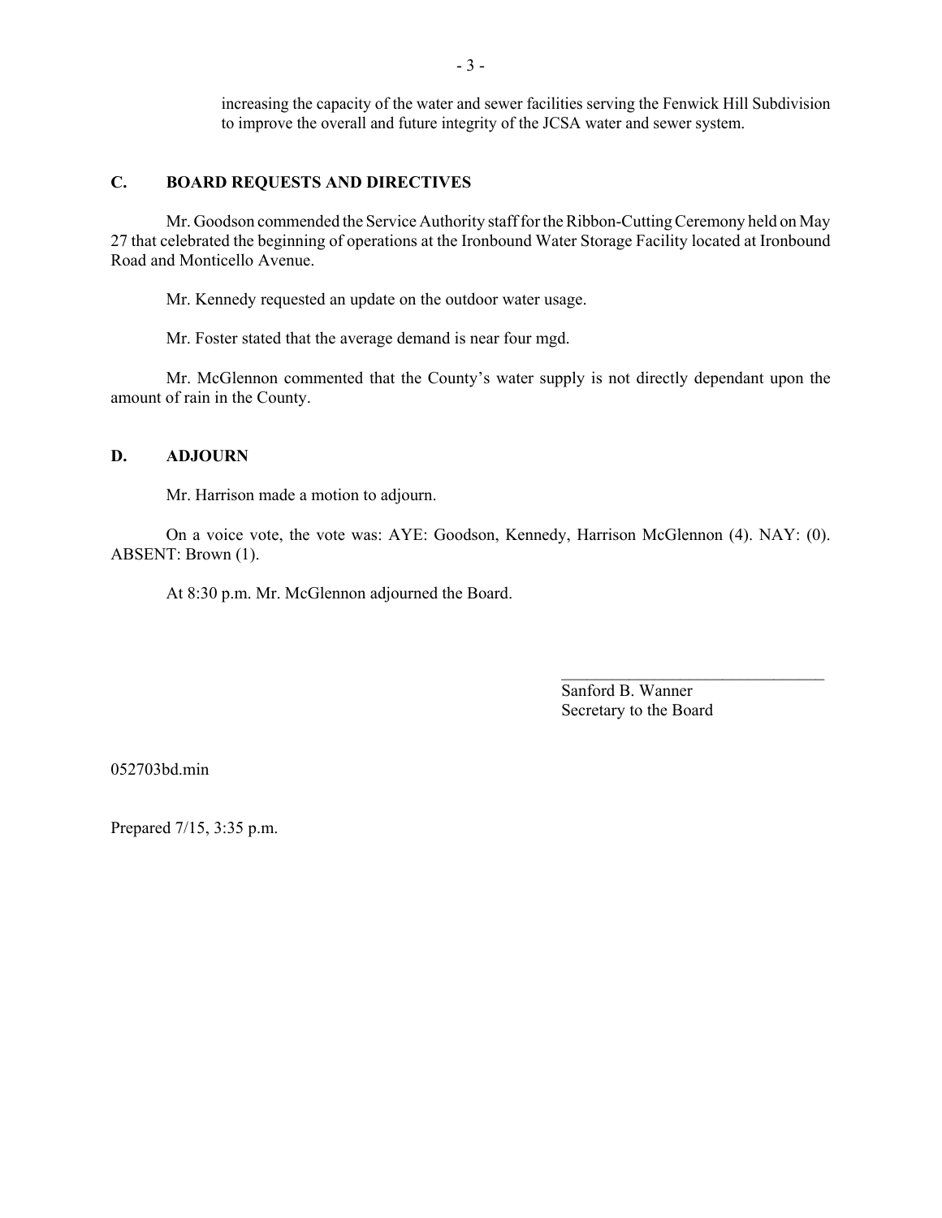increasing the capacity of the water and sewer facilities serving the Fenwick Hill Subdivision to improve the overall and future integrity of the JCSA water and sewer system.

## C. BOARD REQUESTS AND DIRECTIVES

Mr. Goodson commended the Service Authority staff for the Ribbon-Cutting Ceremony held on May 27 that celebrated the beginning of operations at the Ironbound Water Storage Facility located at Ironbound Road and Monticello Avenue.

Mr. Kennedy requested an update on the outdoor water usage.

Mr. Foster stated that the average demand is near four mgd.

Mr. McGlennon commented that the County's water supply is not directly dependant upon the amount of rain in the County.

## D. ADJOURN

Mr. Harrison made a motion to adjourn.

On a voice vote, the vote was: AYE: Goodson, Kennedy, Harrison McGlennon (4). NAY: (0). ABSENT: Brown (1).

At 8:30 p.m. Mr. McGlennon adjourned the Board.

\_\_\_\_\_\_\_\_\_\_\_\_\_\_\_\_\_\_\_\_\_\_\_\_\_\_\_\_\_\_\_\_
Sanford B. Wanner
Secretary to the Board

052703bd.min

Prepared 7/15, 3:35 p.m.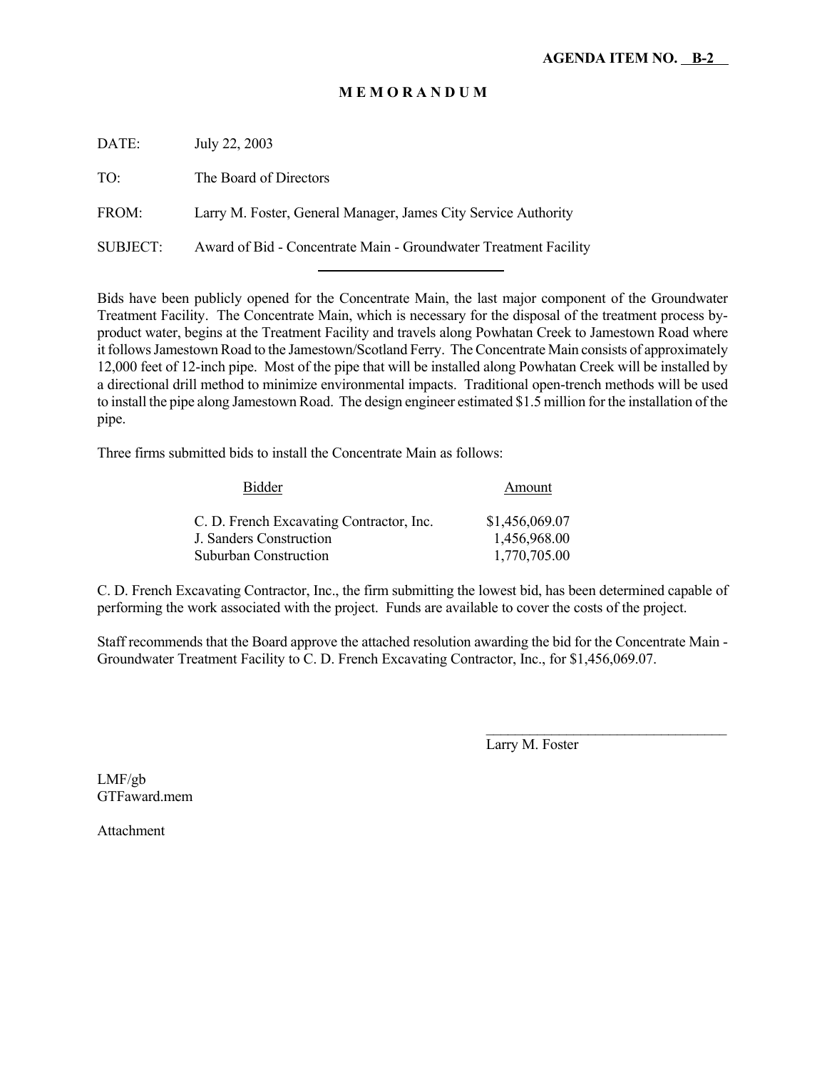**AGENDA ITEM NO. B-2**

# M E M O R A N D U M

DATE: July 22, 2003

TO: The Board of Directors

FROM: Larry M. Foster, General Manager, James City Service Authority

SUBJECT: Award of Bid - Concentrate Main - Groundwater Treatment Facility

---

Bids have been publicly opened for the Concentrate Main, the last major component of the Groundwater Treatment Facility. The Concentrate Main, which is necessary for the disposal of the treatment process by-product water, begins at the Treatment Facility and travels along Powhatan Creek to Jamestown Road where it follows Jamestown Road to the Jamestown/Scotland Ferry. The Concentrate Main consists of approximately 12,000 feet of 12-inch pipe. Most of the pipe that will be installed along Powhatan Creek will be installed by a directional drill method to minimize environmental impacts. Traditional open-trench methods will be used to install the pipe along Jamestown Road. The design engineer estimated $1.5 million for the installation of the pipe.

Three firms submitted bids to install the Concentrate Main as follows:

| Bidder | Amount |
|---|---|
| C. D. French Excavating Contractor, Inc. | $1,456,069.07 |
| J. Sanders Construction | 1,456,968.00 |
| Suburban Construction | 1,770,705.00 |

C. D. French Excavating Contractor, Inc., the firm submitting the lowest bid, has been determined capable of performing the work associated with the project. Funds are available to cover the costs of the project.

Staff recommends that the Board approve the attached resolution awarding the bid for the Concentrate Main - Groundwater Treatment Facility to C. D. French Excavating Contractor, Inc., for $1,456,069.07.

\_\_\_\_\_\_\_\_\_\_\_\_\_\_\_\_\_\_\_\_\_\_\_\_\_\_\_\_\_\_\_\_\_\_

Larry M. Foster

LMF/gb
GTFaward.mem

Attachment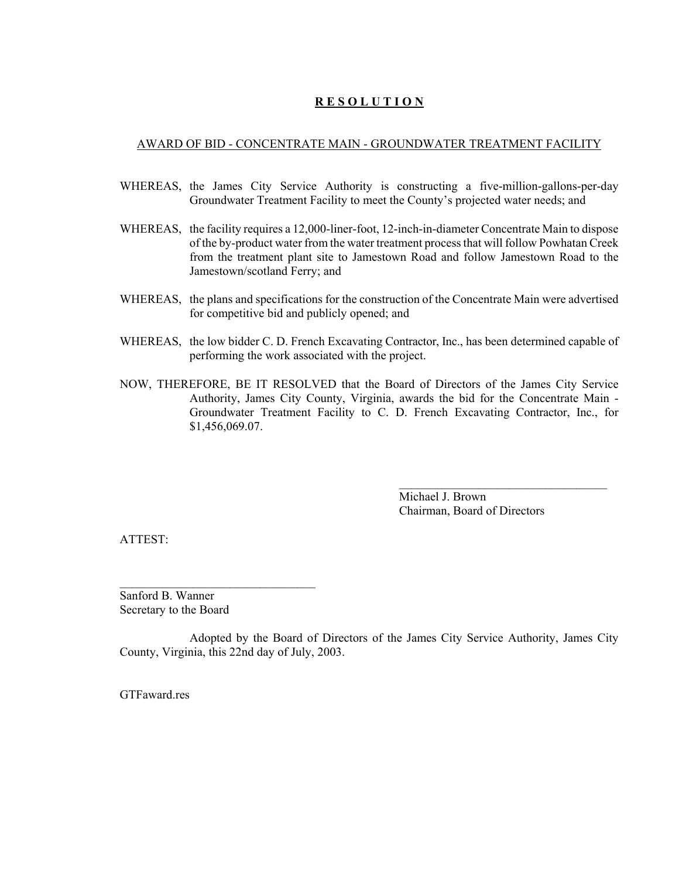**R E S O L U T I O N**

AWARD OF BID - CONCENTRATE MAIN - GROUNDWATER TREATMENT FACILITY

WHEREAS, the James City Service Authority is constructing a five-million-gallons-per-day Groundwater Treatment Facility to meet the County's projected water needs; and

WHEREAS, the facility requires a 12,000-liner-foot, 12-inch-in-diameter Concentrate Main to dispose of the by-product water from the water treatment process that will follow Powhatan Creek from the treatment plant site to Jamestown Road and follow Jamestown Road to the Jamestown/scotland Ferry; and

WHEREAS, the plans and specifications for the construction of the Concentrate Main were advertised for competitive bid and publicly opened; and

WHEREAS, the low bidder C. D. French Excavating Contractor, Inc., has been determined capable of performing the work associated with the project.

NOW, THEREFORE, BE IT RESOLVED that the Board of Directors of the James City Service Authority, James City County, Virginia, awards the bid for the Concentrate Main - Groundwater Treatment Facility to C. D. French Excavating Contractor, Inc., for $1,456,069.07.

\_\_\_\_\_\_\_\_\_\_\_\_\_\_\_\_\_\_\_\_\_\_\_\_\_\_\_\_\_\_\_\_\_\_

Michael J. Brown
Chairman, Board of Directors

ATTEST:

\_\_\_\_\_\_\_\_\_\_\_\_\_\_\_\_\_\_\_\_\_\_\_\_\_\_\_\_\_\_\_\_\_\_

Sanford B. Wanner
Secretary to the Board

Adopted by the Board of Directors of the James City Service Authority, James City County, Virginia, this 22nd day of July, 2003.

GTFaward.res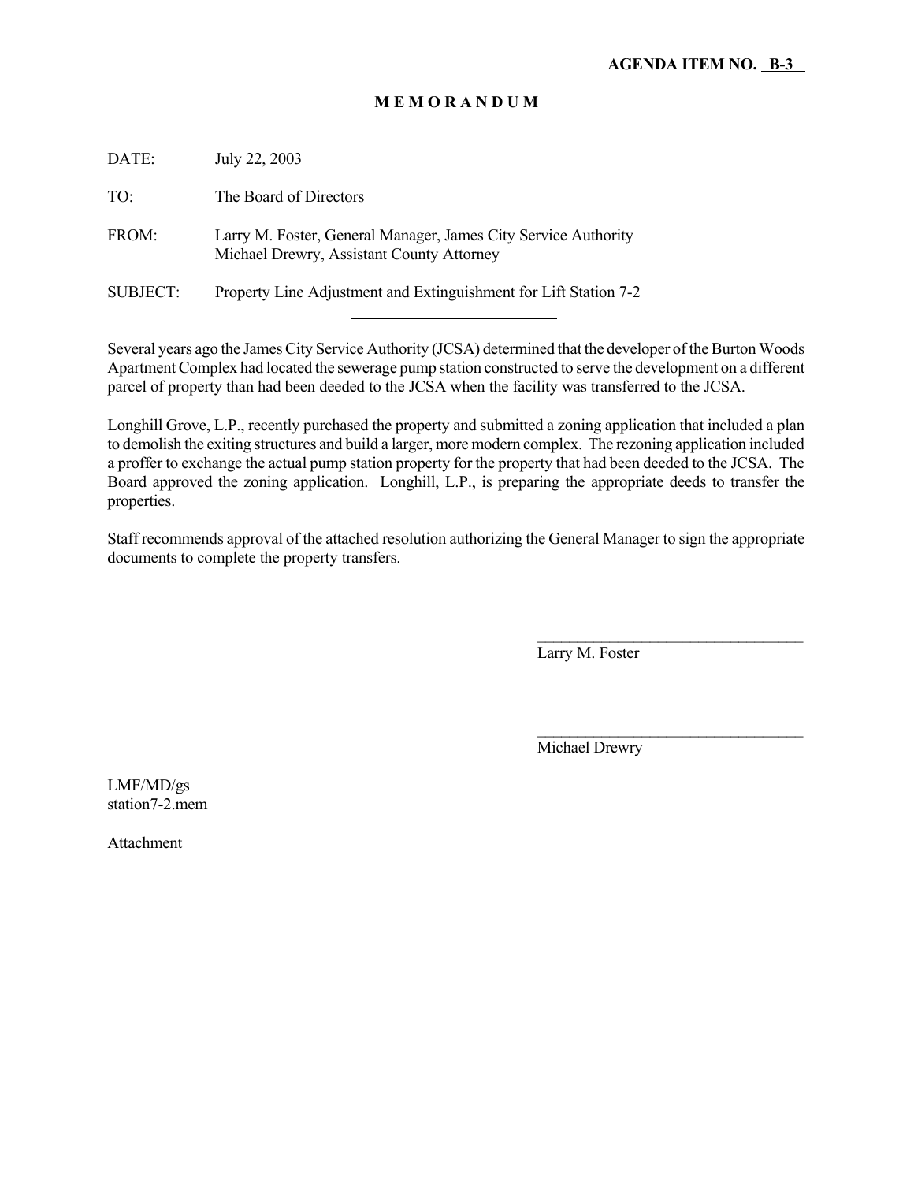**AGENDA ITEM NO. B-3**

# M E M O R A N D U M

DATE: July 22, 2003

TO: The Board of Directors

FROM: Larry M. Foster, General Manager, James City Service Authority
Michael Drewry, Assistant County Attorney

SUBJECT: Property Line Adjustment and Extinguishment for Lift Station 7-2

---

Several years ago the James City Service Authority (JCSA) determined that the developer of the Burton Woods Apartment Complex had located the sewerage pump station constructed to serve the development on a different parcel of property than had been deeded to the JCSA when the facility was transferred to the JCSA.

Longhill Grove, L.P., recently purchased the property and submitted a zoning application that included a plan to demolish the exiting structures and build a larger, more modern complex. The rezoning application included a proffer to exchange the actual pump station property for the property that had been deeded to the JCSA. The Board approved the zoning application. Longhill, L.P., is preparing the appropriate deeds to transfer the properties.

Staff recommends approval of the attached resolution authorizing the General Manager to sign the appropriate documents to complete the property transfers.

\_\_\_\_\_\_\_\_\_\_\_\_\_\_\_\_\_\_\_\_\_\_\_\_\_\_\_\_\_\_\_\_\_\_
Larry M. Foster

\_\_\_\_\_\_\_\_\_\_\_\_\_\_\_\_\_\_\_\_\_\_\_\_\_\_\_\_\_\_\_\_\_\_
Michael Drewry

LMF/MD/gs
station7-2.mem

Attachment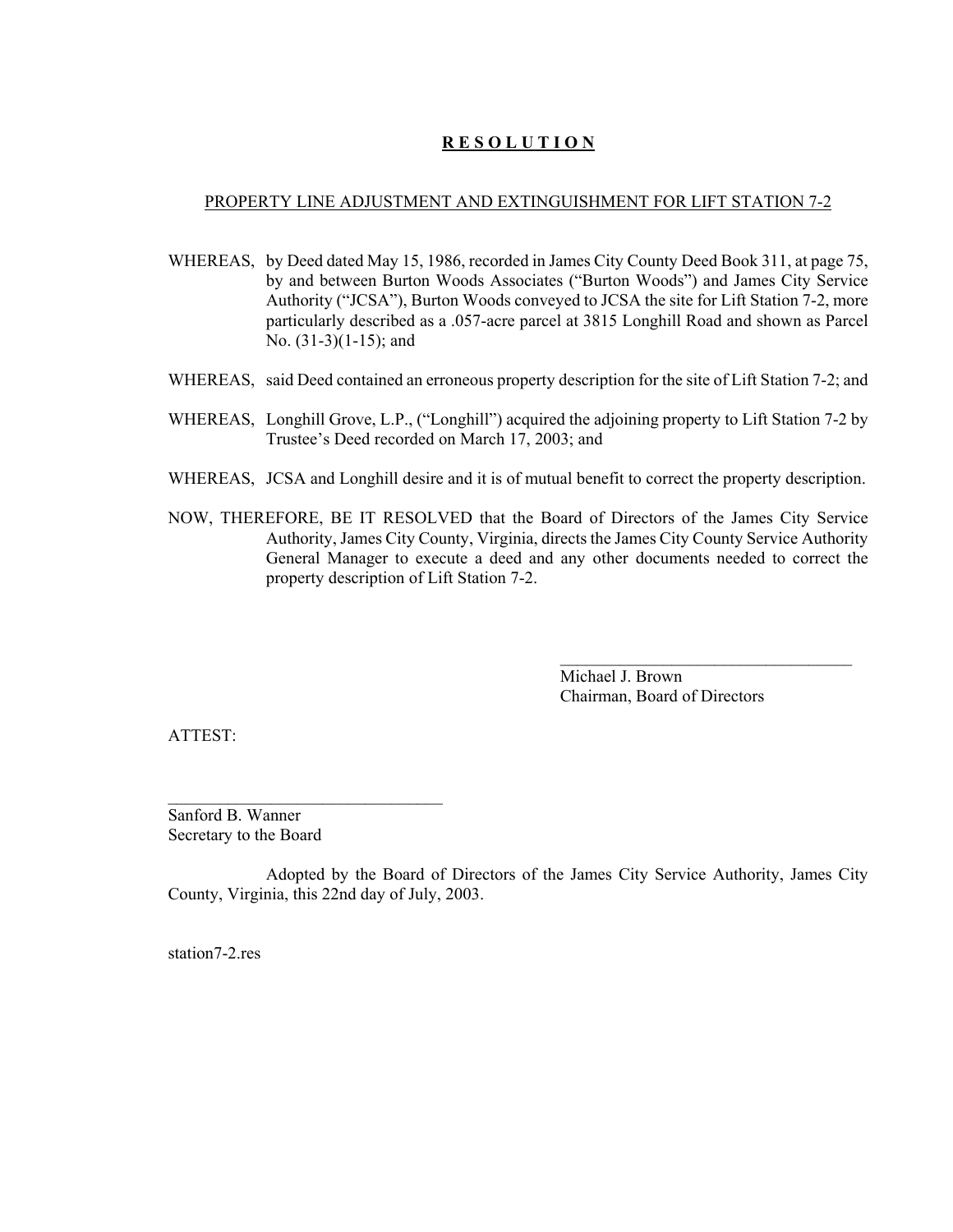**R E S O L U T I O N**

PROPERTY LINE ADJUSTMENT AND EXTINGUISHMENT FOR LIFT STATION 7-2

WHEREAS, by Deed dated May 15, 1986, recorded in James City County Deed Book 311, at page 75, by and between Burton Woods Associates ("Burton Woods") and James City Service Authority ("JCSA"), Burton Woods conveyed to JCSA the site for Lift Station 7-2, more particularly described as a .057-acre parcel at 3815 Longhill Road and shown as Parcel No. (31-3)(1-15); and

WHEREAS, said Deed contained an erroneous property description for the site of Lift Station 7-2; and

WHEREAS, Longhill Grove, L.P., ("Longhill") acquired the adjoining property to Lift Station 7-2 by Trustee's Deed recorded on March 17, 2003; and

WHEREAS, JCSA and Longhill desire and it is of mutual benefit to correct the property description.

NOW, THEREFORE, BE IT RESOLVED that the Board of Directors of the James City Service Authority, James City County, Virginia, directs the James City County Service Authority General Manager to execute a deed and any other documents needed to correct the property description of Lift Station 7-2.

\_\_\_\_\_\_\_\_\_\_\_\_\_\_\_\_\_\_\_\_\_\_\_\_\_\_\_\_\_\_\_\_\_\_\_\_
Michael J. Brown
Chairman, Board of Directors

ATTEST:

\_\_\_\_\_\_\_\_\_\_\_\_\_\_\_\_\_\_\_\_\_\_\_\_\_\_\_\_\_\_\_\_\_\_
Sanford B. Wanner
Secretary to the Board

Adopted by the Board of Directors of the James City Service Authority, James City County, Virginia, this 22nd day of July, 2003.

station7-2.res